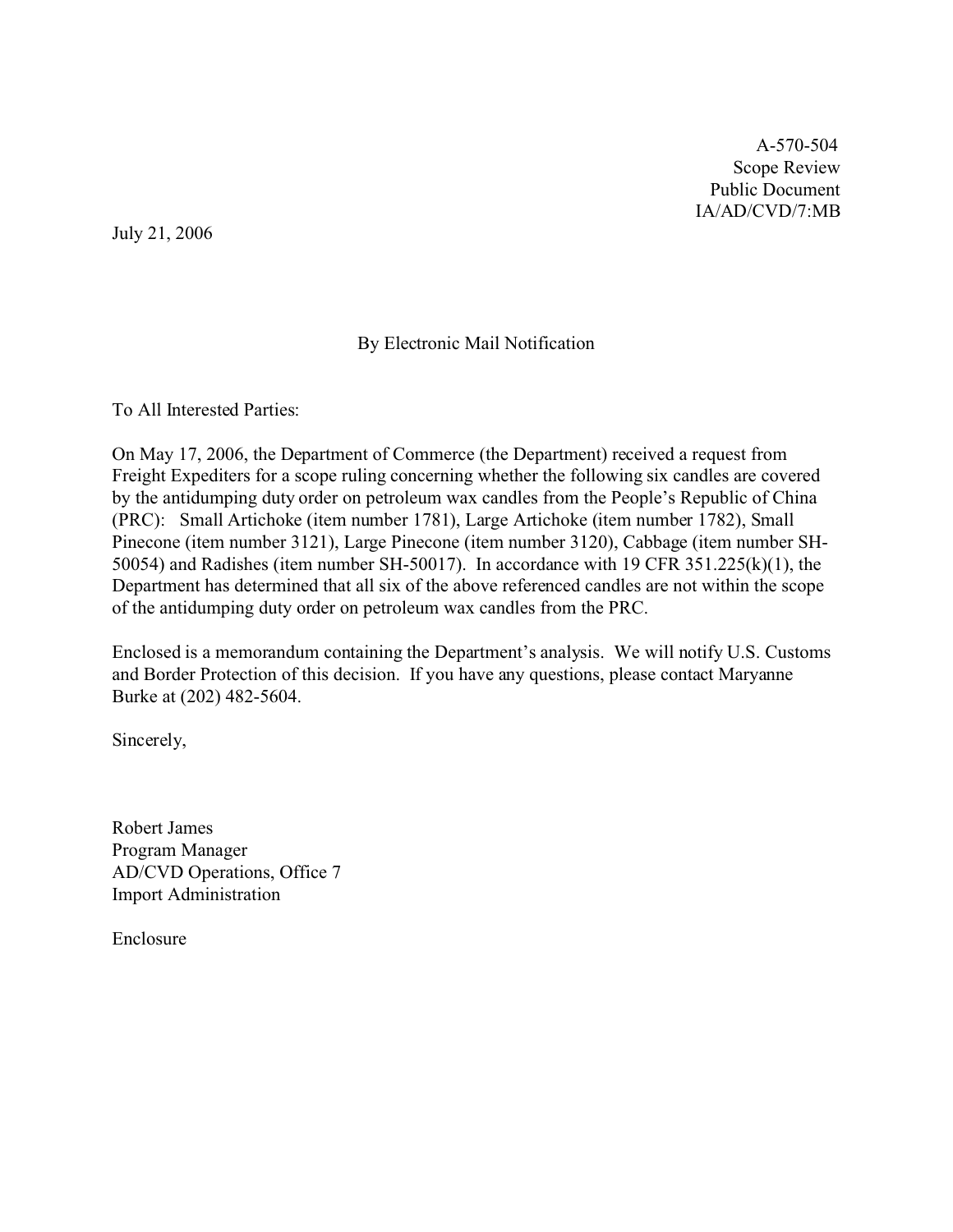A-570-504
Scope Review
Public Document
IA/AD/CVD/7:MB

July 21, 2006

By Electronic Mail Notification

To All Interested Parties:

On May 17, 2006, the Department of Commerce (the Department) received a request from Freight Expediters for a scope ruling concerning whether the following six candles are covered by the antidumping duty order on petroleum wax candles from the People's Republic of China (PRC): Small Artichoke (item number 1781), Large Artichoke (item number 1782), Small Pinecone (item number 3121), Large Pinecone (item number 3120), Cabbage (item number SH-50054) and Radishes (item number SH-50017). In accordance with 19 CFR 351.225(k)(1), the Department has determined that all six of the above referenced candles are not within the scope of the antidumping duty order on petroleum wax candles from the PRC.

Enclosed is a memorandum containing the Department's analysis. We will notify U.S. Customs and Border Protection of this decision. If you have any questions, please contact Maryanne Burke at (202) 482-5604.

Sincerely,

Robert James
Program Manager
AD/CVD Operations, Office 7
Import Administration

Enclosure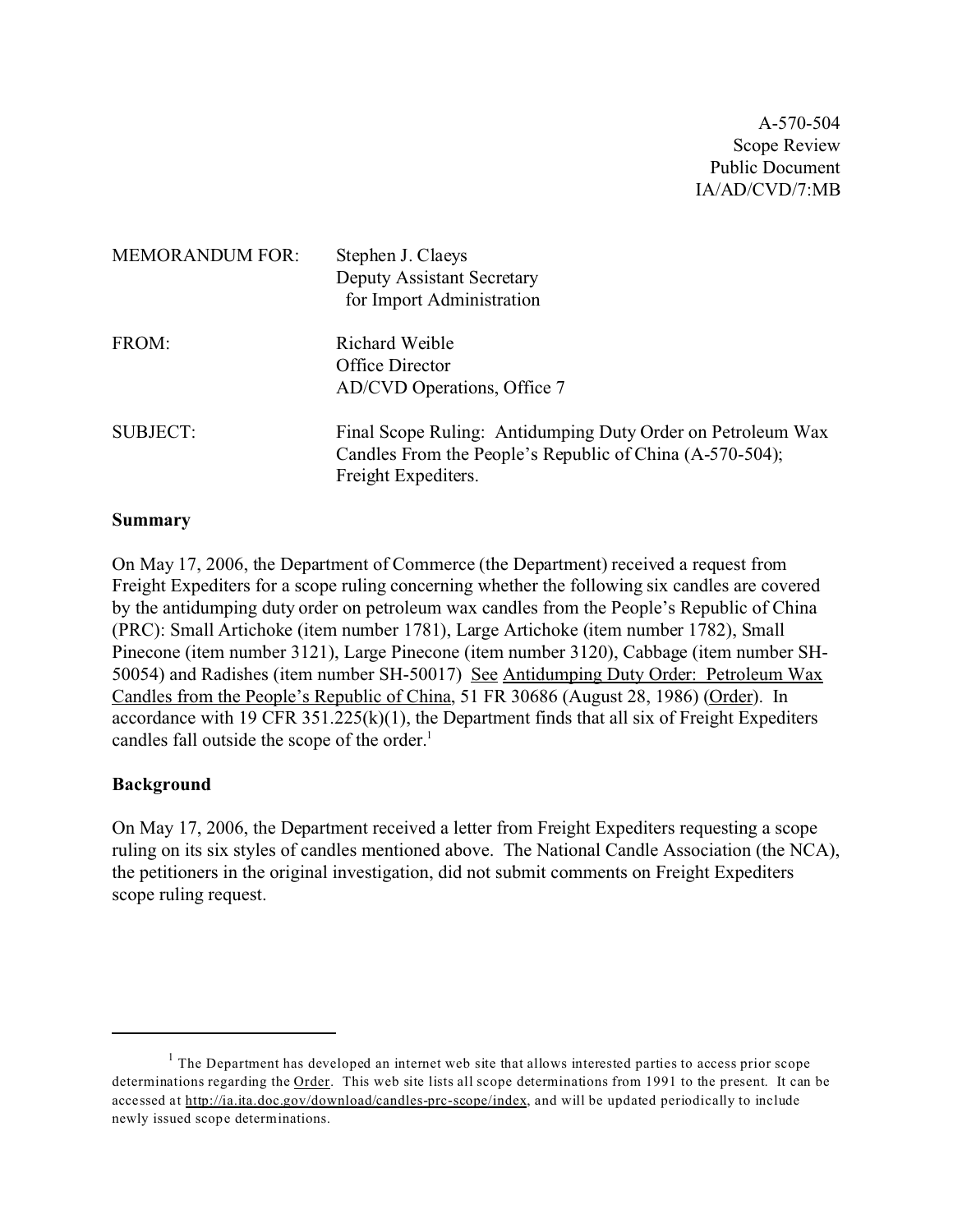A-570-504
Scope Review
Public Document
IA/AD/CVD/7:MB

MEMORANDUM FOR: Stephen J. Claeys
Deputy Assistant Secretary
for Import Administration

FROM: Richard Weible
Office Director
AD/CVD Operations, Office 7

SUBJECT: Final Scope Ruling: Antidumping Duty Order on Petroleum Wax Candles From the People's Republic of China (A-570-504); Freight Expediters.

**Summary**

On May 17, 2006, the Department of Commerce (the Department) received a request from Freight Expediters for a scope ruling concerning whether the following six candles are covered by the antidumping duty order on petroleum wax candles from the People's Republic of China (PRC): Small Artichoke (item number 1781), Large Artichoke (item number 1782), Small Pinecone (item number 3121), Large Pinecone (item number 3120), Cabbage (item number SH-50054) and Radishes (item number SH-50017) See Antidumping Duty Order: Petroleum Wax Candles from the People's Republic of China, 51 FR 30686 (August 28, 1986) (Order). In accordance with 19 CFR 351.225(k)(1), the Department finds that all six of Freight Expediters candles fall outside the scope of the order.[1]

**Background**

On May 17, 2006, the Department received a letter from Freight Expediters requesting a scope ruling on its six styles of candles mentioned above. The National Candle Association (the NCA), the petitioners in the original investigation, did not submit comments on Freight Expediters scope ruling request.

---

[1] The Department has developed an internet web site that allows interested parties to access prior scope determinations regarding the Order. This web site lists all scope determinations from 1991 to the present. It can be accessed at http://ia.ita.doc.gov/download/candles-prc-scope/index, and will be updated periodically to include newly issued scope determinations.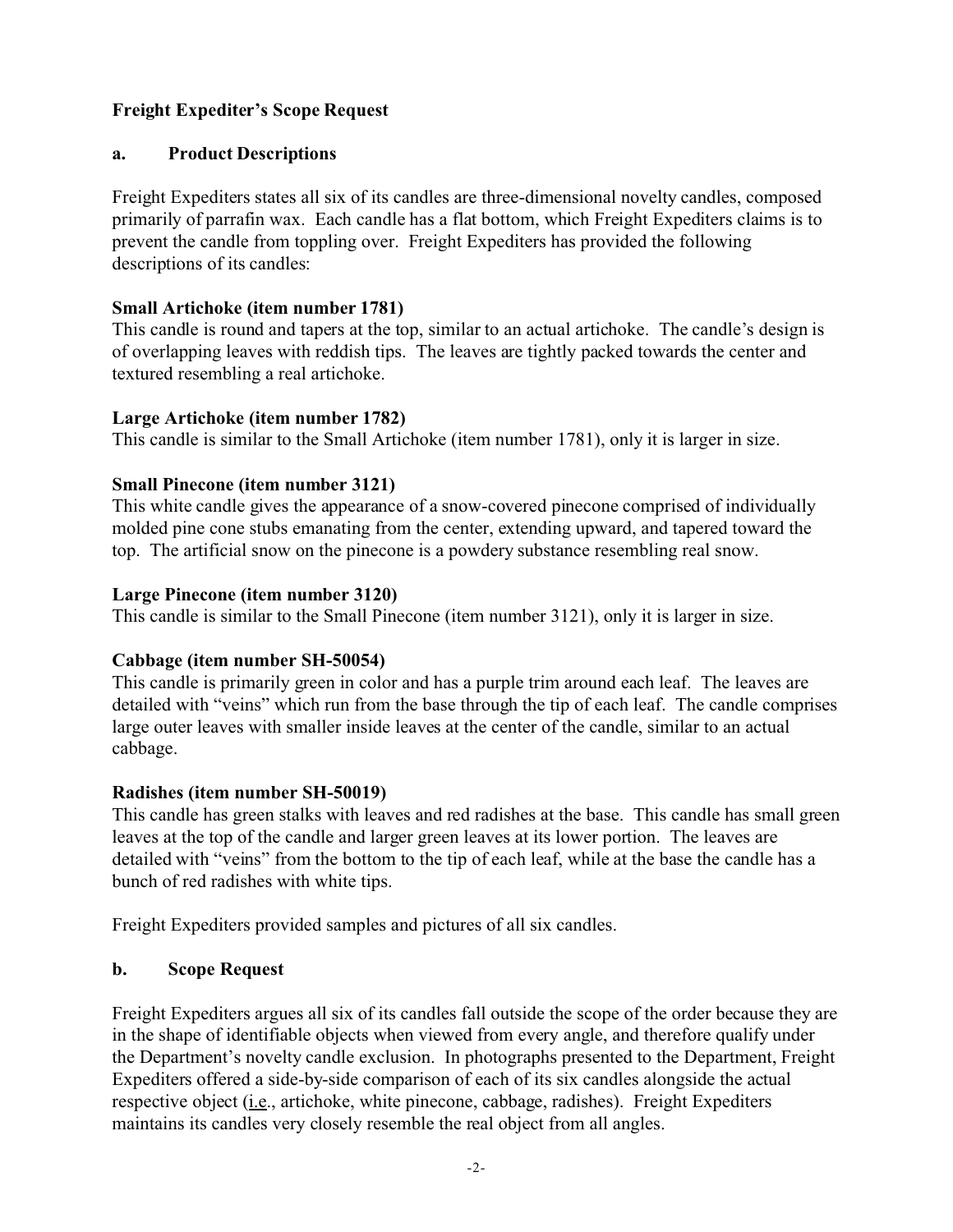**Freight Expediter's Scope Request**

**a. Product Descriptions**

Freight Expediters states all six of its candles are three-dimensional novelty candles, composed primarily of parrafin wax. Each candle has a flat bottom, which Freight Expediters claims is to prevent the candle from toppling over. Freight Expediters has provided the following descriptions of its candles:

**Small Artichoke (item number 1781)**
This candle is round and tapers at the top, similar to an actual artichoke. The candle's design is of overlapping leaves with reddish tips. The leaves are tightly packed towards the center and textured resembling a real artichoke.

**Large Artichoke (item number 1782)**
This candle is similar to the Small Artichoke (item number 1781), only it is larger in size.

**Small Pinecone (item number 3121)**
This white candle gives the appearance of a snow-covered pinecone comprised of individually molded pine cone stubs emanating from the center, extending upward, and tapered toward the top. The artificial snow on the pinecone is a powdery substance resembling real snow.

**Large Pinecone (item number 3120)**
This candle is similar to the Small Pinecone (item number 3121), only it is larger in size.

**Cabbage (item number SH-50054)**
This candle is primarily green in color and has a purple trim around each leaf. The leaves are detailed with "veins" which run from the base through the tip of each leaf. The candle comprises large outer leaves with smaller inside leaves at the center of the candle, similar to an actual cabbage.

**Radishes (item number SH-50019)**
This candle has green stalks with leaves and red radishes at the base. This candle has small green leaves at the top of the candle and larger green leaves at its lower portion. The leaves are detailed with "veins" from the bottom to the tip of each leaf, while at the base the candle has a bunch of red radishes with white tips.

Freight Expediters provided samples and pictures of all six candles.

**b. Scope Request**

Freight Expediters argues all six of its candles fall outside the scope of the order because they are in the shape of identifiable objects when viewed from every angle, and therefore qualify under the Department's novelty candle exclusion. In photographs presented to the Department, Freight Expediters offered a side-by-side comparison of each of its six candles alongside the actual respective object (i.e., artichoke, white pinecone, cabbage, radishes). Freight Expediters maintains its candles very closely resemble the real object from all angles.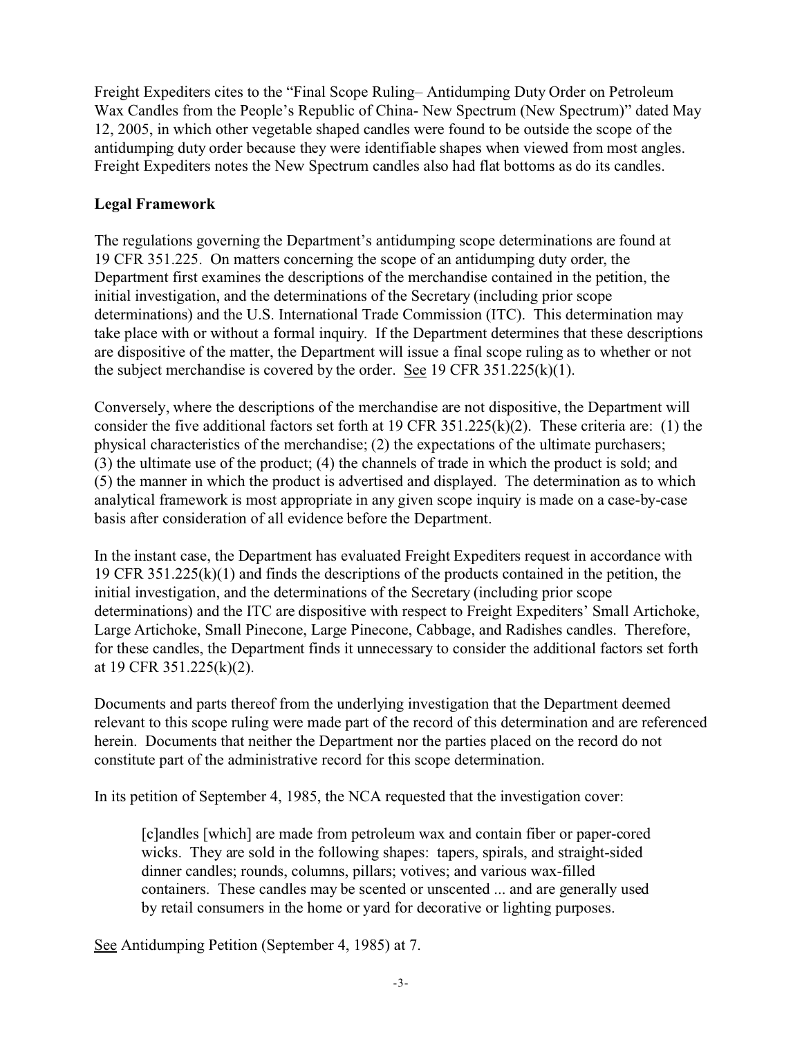Freight Expediters cites to the "Final Scope Ruling– Antidumping Duty Order on Petroleum Wax Candles from the People's Republic of China- New Spectrum (New Spectrum)" dated May 12, 2005, in which other vegetable shaped candles were found to be outside the scope of the antidumping duty order because they were identifiable shapes when viewed from most angles. Freight Expediters notes the New Spectrum candles also had flat bottoms as do its candles.

**Legal Framework**

The regulations governing the Department's antidumping scope determinations are found at 19 CFR 351.225. On matters concerning the scope of an antidumping duty order, the Department first examines the descriptions of the merchandise contained in the petition, the initial investigation, and the determinations of the Secretary (including prior scope determinations) and the U.S. International Trade Commission (ITC). This determination may take place with or without a formal inquiry. If the Department determines that these descriptions are dispositive of the matter, the Department will issue a final scope ruling as to whether or not the subject merchandise is covered by the order. See 19 CFR 351.225(k)(1).

Conversely, where the descriptions of the merchandise are not dispositive, the Department will consider the five additional factors set forth at 19 CFR 351.225(k)(2). These criteria are: (1) the physical characteristics of the merchandise; (2) the expectations of the ultimate purchasers; (3) the ultimate use of the product; (4) the channels of trade in which the product is sold; and (5) the manner in which the product is advertised and displayed. The determination as to which analytical framework is most appropriate in any given scope inquiry is made on a case-by-case basis after consideration of all evidence before the Department.

In the instant case, the Department has evaluated Freight Expediters request in accordance with 19 CFR 351.225(k)(1) and finds the descriptions of the products contained in the petition, the initial investigation, and the determinations of the Secretary (including prior scope determinations) and the ITC are dispositive with respect to Freight Expediters' Small Artichoke, Large Artichoke, Small Pinecone, Large Pinecone, Cabbage, and Radishes candles. Therefore, for these candles, the Department finds it unnecessary to consider the additional factors set forth at 19 CFR 351.225(k)(2).

Documents and parts thereof from the underlying investigation that the Department deemed relevant to this scope ruling were made part of the record of this determination and are referenced herein. Documents that neither the Department nor the parties placed on the record do not constitute part of the administrative record for this scope determination.

In its petition of September 4, 1985, the NCA requested that the investigation cover:

> [c]andles [which] are made from petroleum wax and contain fiber or paper-cored wicks. They are sold in the following shapes: tapers, spirals, and straight-sided dinner candles; rounds, columns, pillars; votives; and various wax-filled containers. These candles may be scented or unscented ... and are generally used by retail consumers in the home or yard for decorative or lighting purposes.

See Antidumping Petition (September 4, 1985) at 7.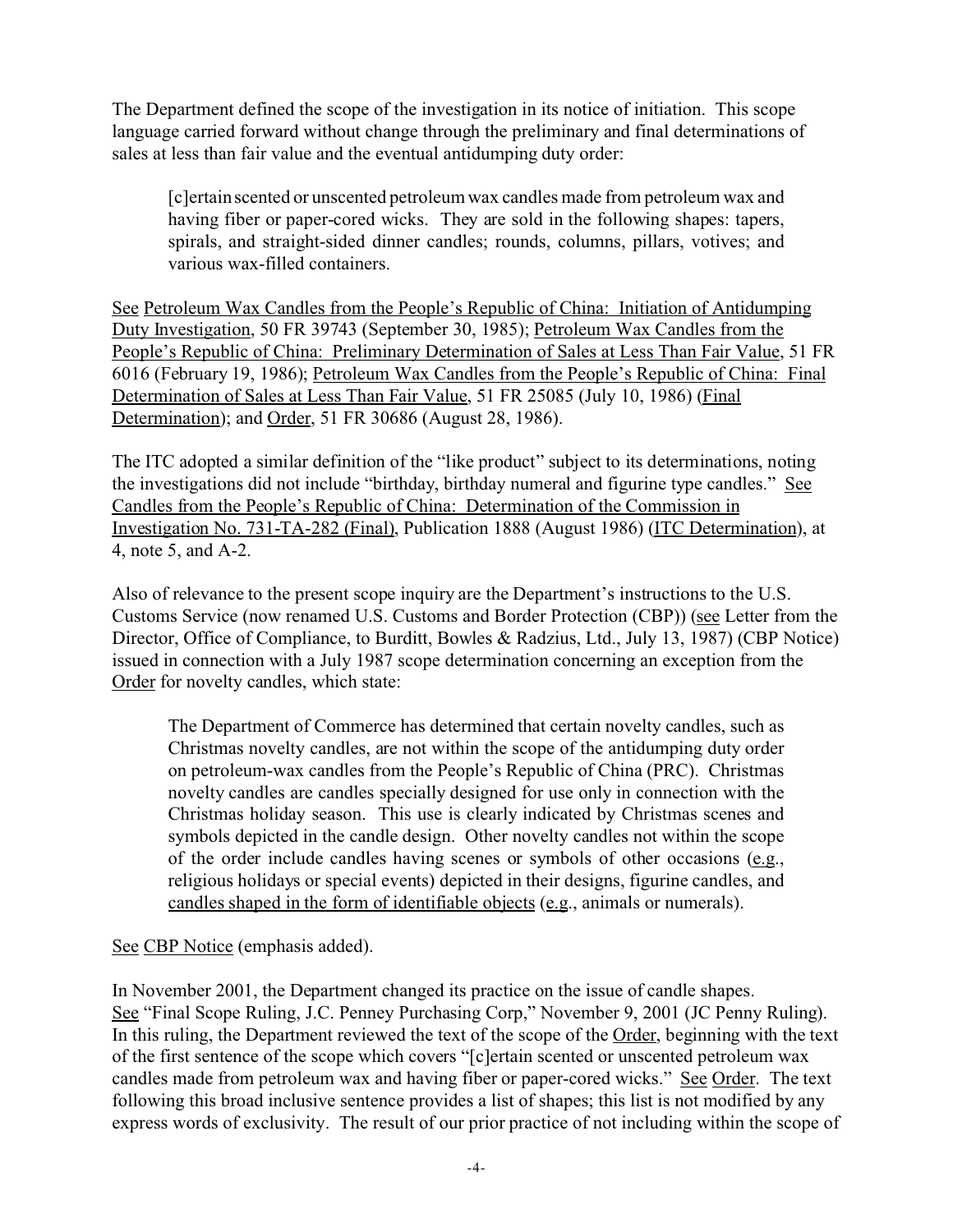The Department defined the scope of the investigation in its notice of initiation. This scope language carried forward without change through the preliminary and final determinations of sales at less than fair value and the eventual antidumping duty order:

> [c]ertain scented or unscented petroleum wax candles made from petroleum wax and having fiber or paper-cored wicks. They are sold in the following shapes: tapers, spirals, and straight-sided dinner candles; rounds, columns, pillars, votives; and various wax-filled containers.

See Petroleum Wax Candles from the People's Republic of China: Initiation of Antidumping Duty Investigation, 50 FR 39743 (September 30, 1985); Petroleum Wax Candles from the People's Republic of China: Preliminary Determination of Sales at Less Than Fair Value, 51 FR 6016 (February 19, 1986); Petroleum Wax Candles from the People's Republic of China: Final Determination of Sales at Less Than Fair Value, 51 FR 25085 (July 10, 1986) (Final Determination); and Order, 51 FR 30686 (August 28, 1986).

The ITC adopted a similar definition of the "like product" subject to its determinations, noting the investigations did not include "birthday, birthday numeral and figurine type candles." See Candles from the People's Republic of China: Determination of the Commission in Investigation No. 731-TA-282 (Final), Publication 1888 (August 1986) (ITC Determination), at 4, note 5, and A-2.

Also of relevance to the present scope inquiry are the Department's instructions to the U.S. Customs Service (now renamed U.S. Customs and Border Protection (CBP)) (see Letter from the Director, Office of Compliance, to Burditt, Bowles & Radzius, Ltd., July 13, 1987) (CBP Notice) issued in connection with a July 1987 scope determination concerning an exception from the Order for novelty candles, which state:

> The Department of Commerce has determined that certain novelty candles, such as Christmas novelty candles, are not within the scope of the antidumping duty order on petroleum-wax candles from the People's Republic of China (PRC). Christmas novelty candles are candles specially designed for use only in connection with the Christmas holiday season. This use is clearly indicated by Christmas scenes and symbols depicted in the candle design. Other novelty candles not within the scope of the order include candles having scenes or symbols of other occasions (e.g., religious holidays or special events) depicted in their designs, figurine candles, and candles shaped in the form of identifiable objects (e.g., animals or numerals).

See CBP Notice (emphasis added).

In November 2001, the Department changed its practice on the issue of candle shapes. See "Final Scope Ruling, J.C. Penney Purchasing Corp," November 9, 2001 (JC Penny Ruling). In this ruling, the Department reviewed the text of the scope of the Order, beginning with the text of the first sentence of the scope which covers "[c]ertain scented or unscented petroleum wax candles made from petroleum wax and having fiber or paper-cored wicks." See Order. The text following this broad inclusive sentence provides a list of shapes; this list is not modified by any express words of exclusivity. The result of our prior practice of not including within the scope of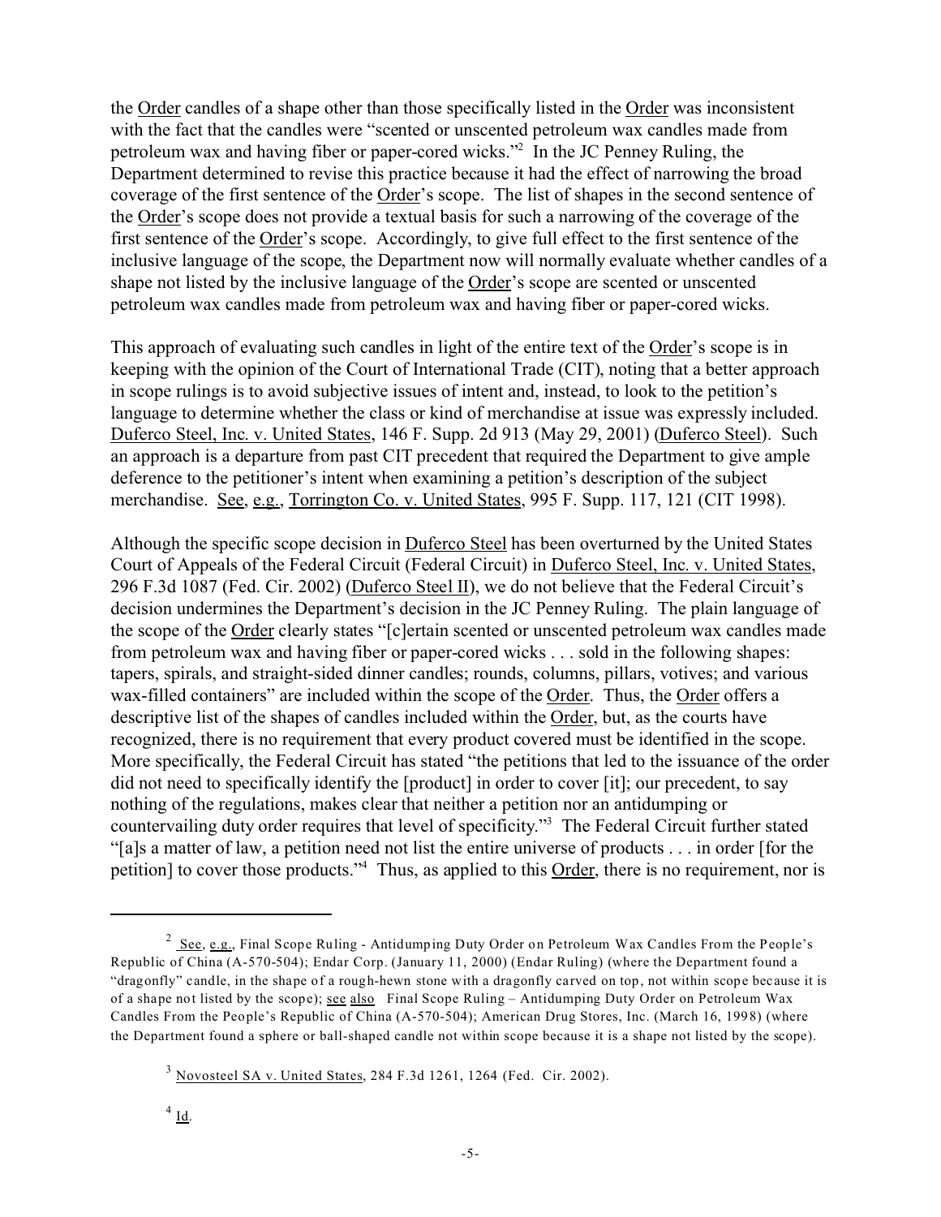the Order candles of a shape other than those specifically listed in the Order was inconsistent with the fact that the candles were "scented or unscented petroleum wax candles made from petroleum wax and having fiber or paper-cored wicks."[2] In the JC Penney Ruling, the Department determined to revise this practice because it had the effect of narrowing the broad coverage of the first sentence of the Order's scope. The list of shapes in the second sentence of the Order's scope does not provide a textual basis for such a narrowing of the coverage of the first sentence of the Order's scope. Accordingly, to give full effect to the first sentence of the inclusive language of the scope, the Department now will normally evaluate whether candles of a shape not listed by the inclusive language of the Order's scope are scented or unscented petroleum wax candles made from petroleum wax and having fiber or paper-cored wicks.

This approach of evaluating such candles in light of the entire text of the Order's scope is in keeping with the opinion of the Court of International Trade (CIT), noting that a better approach in scope rulings is to avoid subjective issues of intent and, instead, to look to the petition's language to determine whether the class or kind of merchandise at issue was expressly included. Duferco Steel, Inc. v. United States, 146 F. Supp. 2d 913 (May 29, 2001) (Duferco Steel). Such an approach is a departure from past CIT precedent that required the Department to give ample deference to the petitioner's intent when examining a petition's description of the subject merchandise. See, e.g., Torrington Co. v. United States, 995 F. Supp. 117, 121 (CIT 1998).

Although the specific scope decision in Duferco Steel has been overturned by the United States Court of Appeals of the Federal Circuit (Federal Circuit) in Duferco Steel, Inc. v. United States, 296 F.3d 1087 (Fed. Cir. 2002) (Duferco Steel II), we do not believe that the Federal Circuit's decision undermines the Department's decision in the JC Penney Ruling. The plain language of the scope of the Order clearly states "[c]ertain scented or unscented petroleum wax candles made from petroleum wax and having fiber or paper-cored wicks . . . sold in the following shapes: tapers, spirals, and straight-sided dinner candles; rounds, columns, pillars, votives; and various wax-filled containers" are included within the scope of the Order. Thus, the Order offers a descriptive list of the shapes of candles included within the Order, but, as the courts have recognized, there is no requirement that every product covered must be identified in the scope. More specifically, the Federal Circuit has stated "the petitions that led to the issuance of the order did not need to specifically identify the [product] in order to cover [it]; our precedent, to say nothing of the regulations, makes clear that neither a petition nor an antidumping or countervailing duty order requires that level of specificity."[3] The Federal Circuit further stated "[a]s a matter of law, a petition need not list the entire universe of products . . . in order [for the petition] to cover those products."[4] Thus, as applied to this Order, there is no requirement, nor is

---

[2] See, e.g., Final Scope Ruling - Antidumping Duty Order on Petroleum Wax Candles From the People's Republic of China (A-570-504); Endar Corp. (January 11, 2000) (Endar Ruling) (where the Department found a "dragonfly" candle, in the shape of a rough-hewn stone with a dragonfly carved on top, not within scope because it is of a shape not listed by the scope); see also Final Scope Ruling – Antidumping Duty Order on Petroleum Wax Candles From the People's Republic of China (A-570-504); American Drug Stores, Inc. (March 16, 1998) (where the Department found a sphere or ball-shaped candle not within scope because it is a shape not listed by the scope).

[3] Novosteel SA v. United States, 284 F.3d 1261, 1264 (Fed. Cir. 2002).

[4] Id.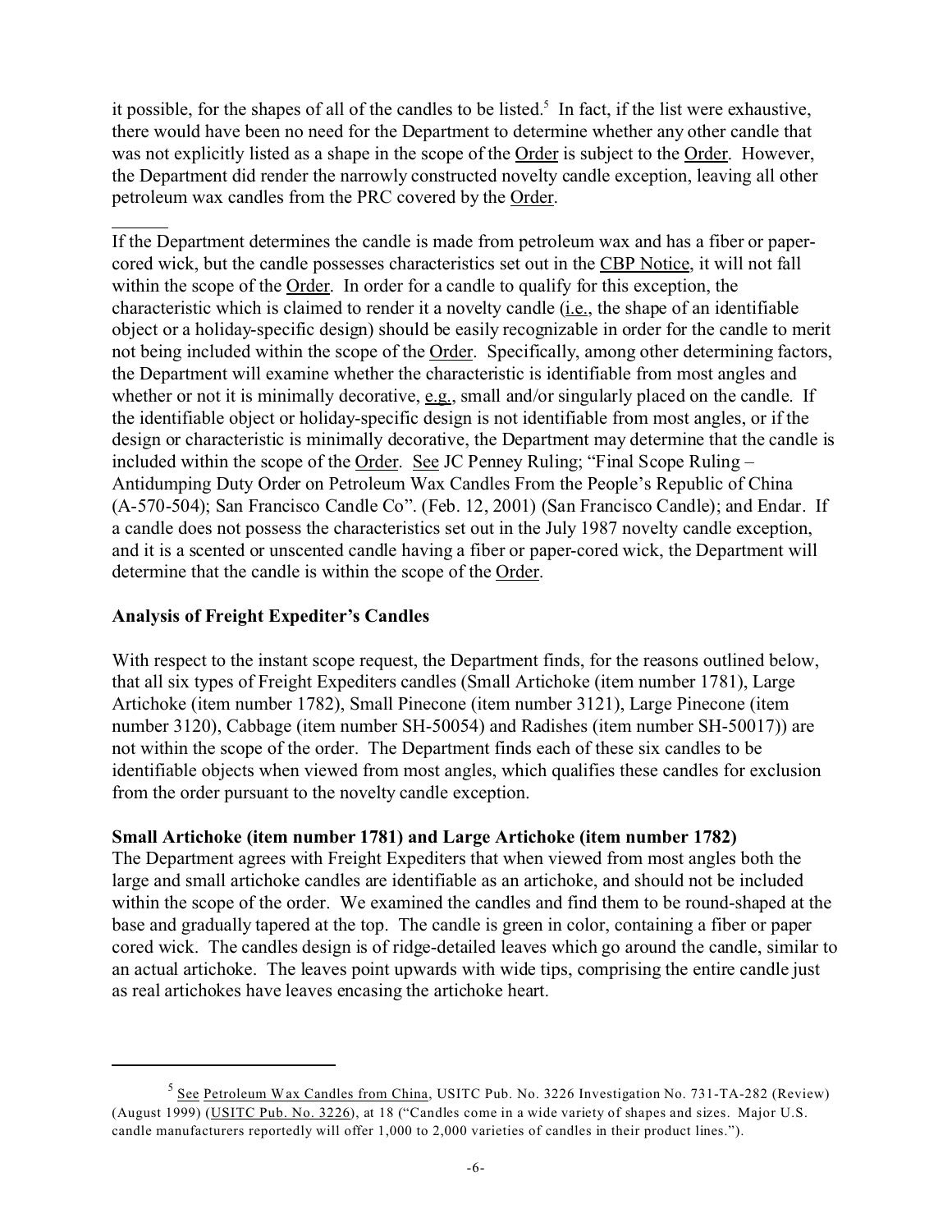it possible, for the shapes of all of the candles to be listed.[5] In fact, if the list were exhaustive, there would have been no need for the Department to determine whether any other candle that was not explicitly listed as a shape in the scope of the Order is subject to the Order. However, the Department did render the narrowly constructed novelty candle exception, leaving all other petroleum wax candles from the PRC covered by the Order.

---

If the Department determines the candle is made from petroleum wax and has a fiber or paper-cored wick, but the candle possesses characteristics set out in the CBP Notice, it will not fall within the scope of the Order. In order for a candle to qualify for this exception, the characteristic which is claimed to render it a novelty candle (i.e., the shape of an identifiable object or a holiday-specific design) should be easily recognizable in order for the candle to merit not being included within the scope of the Order. Specifically, among other determining factors, the Department will examine whether the characteristic is identifiable from most angles and whether or not it is minimally decorative, e.g., small and/or singularly placed on the candle. If the identifiable object or holiday-specific design is not identifiable from most angles, or if the design or characteristic is minimally decorative, the Department may determine that the candle is included within the scope of the Order. See JC Penney Ruling; "Final Scope Ruling – Antidumping Duty Order on Petroleum Wax Candles From the People's Republic of China (A-570-504); San Francisco Candle Co". (Feb. 12, 2001) (San Francisco Candle); and Endar. If a candle does not possess the characteristics set out in the July 1987 novelty candle exception, and it is a scented or unscented candle having a fiber or paper-cored wick, the Department will determine that the candle is within the scope of the Order.

**Analysis of Freight Expediter's Candles**

With respect to the instant scope request, the Department finds, for the reasons outlined below, that all six types of Freight Expediters candles (Small Artichoke (item number 1781), Large Artichoke (item number 1782), Small Pinecone (item number 3121), Large Pinecone (item number 3120), Cabbage (item number SH-50054) and Radishes (item number SH-50017)) are not within the scope of the order. The Department finds each of these six candles to be identifiable objects when viewed from most angles, which qualifies these candles for exclusion from the order pursuant to the novelty candle exception.

**Small Artichoke (item number 1781) and Large Artichoke (item number 1782)**

The Department agrees with Freight Expediters that when viewed from most angles both the large and small artichoke candles are identifiable as an artichoke, and should not be included within the scope of the order. We examined the candles and find them to be round-shaped at the base and gradually tapered at the top. The candle is green in color, containing a fiber or paper cored wick. The candles design is of ridge-detailed leaves which go around the candle, similar to an actual artichoke. The leaves point upwards with wide tips, comprising the entire candle just as real artichokes have leaves encasing the artichoke heart.

---

[5] See Petroleum Wax Candles from China, USITC Pub. No. 3226 Investigation No. 731-TA-282 (Review) (August 1999) (USITC Pub. No. 3226), at 18 ("Candles come in a wide variety of shapes and sizes. Major U.S. candle manufacturers reportedly will offer 1,000 to 2,000 varieties of candles in their product lines.").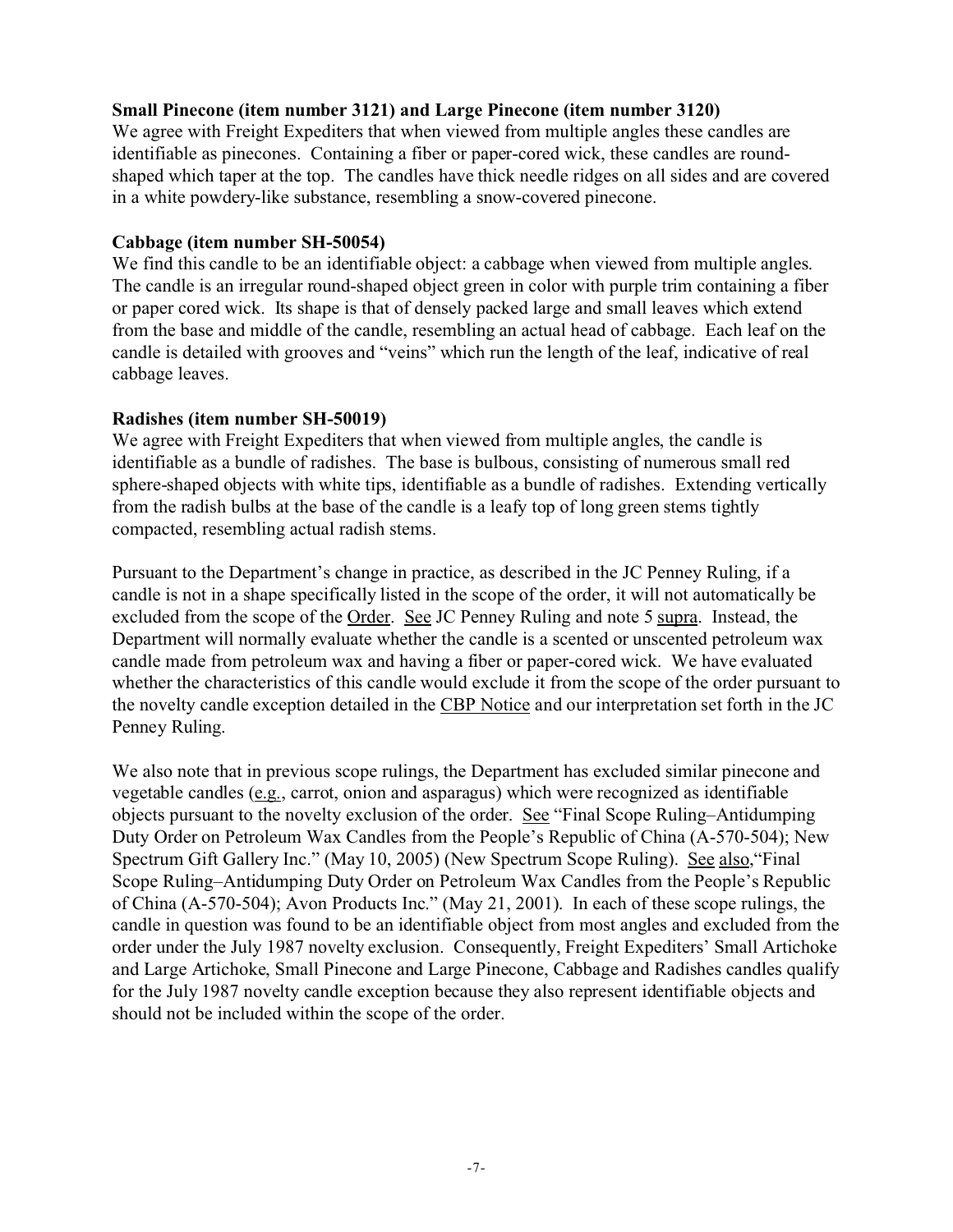**Small Pinecone (item number 3121) and Large Pinecone (item number 3120)**
We agree with Freight Expediters that when viewed from multiple angles these candles are identifiable as pinecones. Containing a fiber or paper-cored wick, these candles are round-shaped which taper at the top. The candles have thick needle ridges on all sides and are covered in a white powdery-like substance, resembling a snow-covered pinecone.

**Cabbage (item number SH-50054)**
We find this candle to be an identifiable object: a cabbage when viewed from multiple angles. The candle is an irregular round-shaped object green in color with purple trim containing a fiber or paper cored wick. Its shape is that of densely packed large and small leaves which extend from the base and middle of the candle, resembling an actual head of cabbage. Each leaf on the candle is detailed with grooves and "veins" which run the length of the leaf, indicative of real cabbage leaves.

**Radishes (item number SH-50019)**
We agree with Freight Expediters that when viewed from multiple angles, the candle is identifiable as a bundle of radishes. The base is bulbous, consisting of numerous small red sphere-shaped objects with white tips, identifiable as a bundle of radishes. Extending vertically from the radish bulbs at the base of the candle is a leafy top of long green stems tightly compacted, resembling actual radish stems.

Pursuant to the Department's change in practice, as described in the JC Penney Ruling, if a candle is not in a shape specifically listed in the scope of the order, it will not automatically be excluded from the scope of the Order. See JC Penney Ruling and note 5 supra. Instead, the Department will normally evaluate whether the candle is a scented or unscented petroleum wax candle made from petroleum wax and having a fiber or paper-cored wick. We have evaluated whether the characteristics of this candle would exclude it from the scope of the order pursuant to the novelty candle exception detailed in the CBP Notice and our interpretation set forth in the JC Penney Ruling.

We also note that in previous scope rulings, the Department has excluded similar pinecone and vegetable candles (e.g., carrot, onion and asparagus) which were recognized as identifiable objects pursuant to the novelty exclusion of the order. See "Final Scope Ruling–Antidumping Duty Order on Petroleum Wax Candles from the People's Republic of China (A-570-504); New Spectrum Gift Gallery Inc." (May 10, 2005) (New Spectrum Scope Ruling). See also, "Final Scope Ruling–Antidumping Duty Order on Petroleum Wax Candles from the People's Republic of China (A-570-504); Avon Products Inc." (May 21, 2001). In each of these scope rulings, the candle in question was found to be an identifiable object from most angles and excluded from the order under the July 1987 novelty exclusion. Consequently, Freight Expediters' Small Artichoke and Large Artichoke, Small Pinecone and Large Pinecone, Cabbage and Radishes candles qualify for the July 1987 novelty candle exception because they also represent identifiable objects and should not be included within the scope of the order.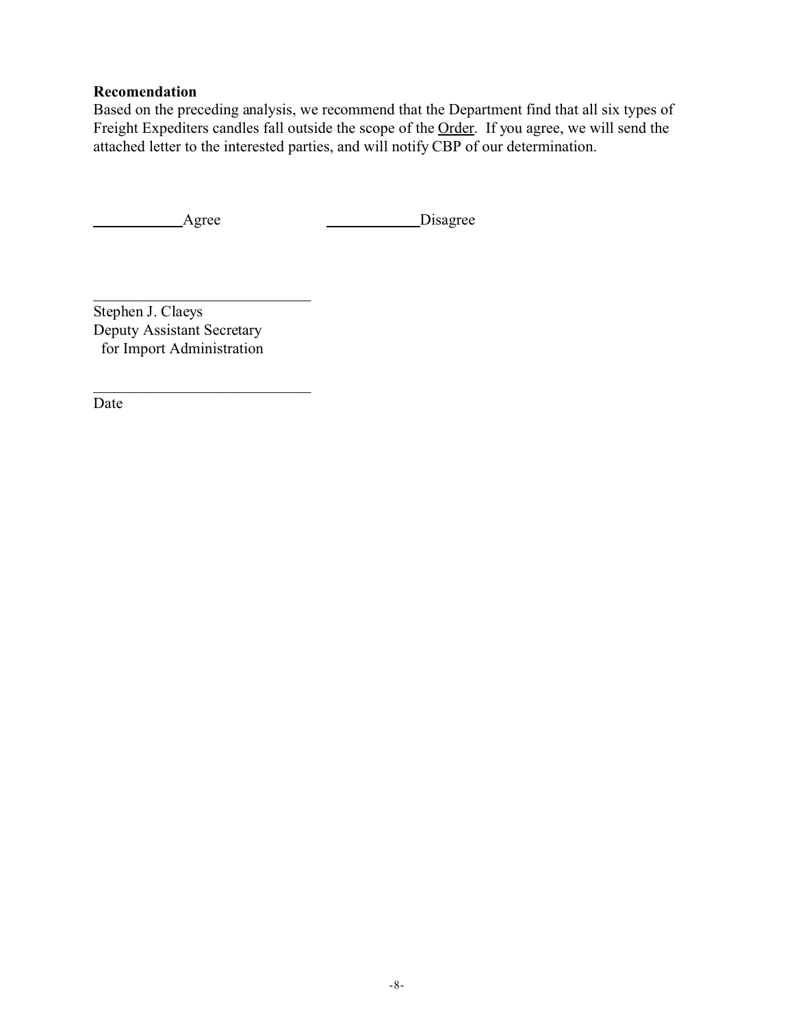**Recomendation**

Based on the preceding analysis, we recommend that the Department find that all six types of Freight Expediters candles fall outside the scope of the Order. If you agree, we will send the attached letter to the interested parties, and will notify CBP of our determination.

\_\_\_\_\_\_\_\_\_\_\_\_Agree                    \_\_\_\_\_\_\_\_\_\_\_\_Disagree

\_\_\_\_\_\_\_\_\_\_\_\_\_\_\_\_\_\_\_\_\_\_\_\_\_\_\_\_\_\_

Stephen J. Claeys
Deputy Assistant Secretary
for Import Administration

\_\_\_\_\_\_\_\_\_\_\_\_\_\_\_\_\_\_\_\_\_\_\_\_\_\_\_\_\_\_

Date